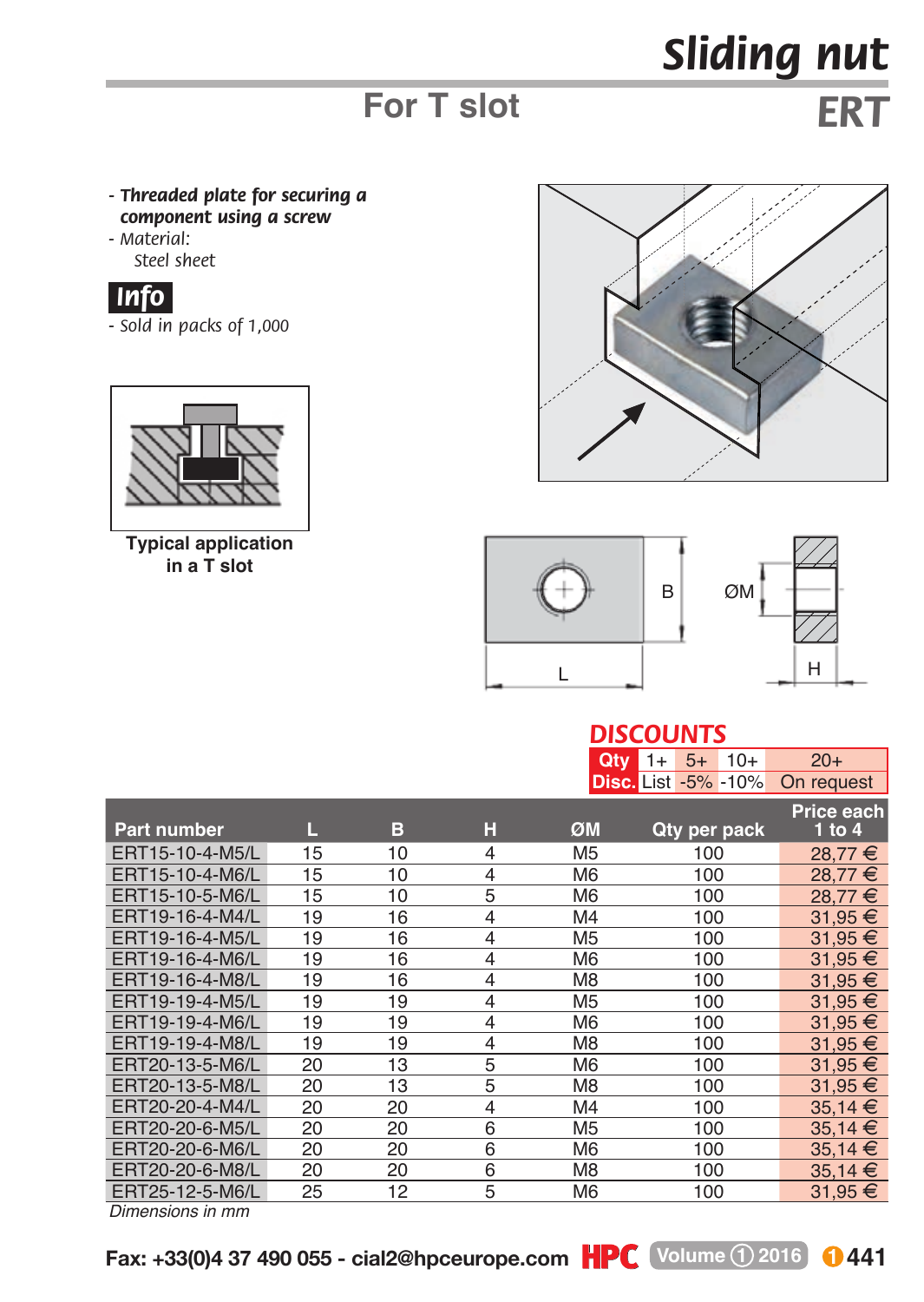# Sliding nut

## For T slot

## ERT

- ***Threaded plate for securing a component using a screw***
- *Material:*
  *Steel sheet*

**Info**

- *Sold in packs of 1,000*

**Typical application in a T slot**

B

ØM

L

H

### DISCOUNTS

| Qty | 1+ | 5+ | 10+ | 20+ |
|---|---|---|---|---|
| Disc. | List | -5% | -10% | On request |

| Part number | L | B | H | ØM | Qty per pack | Price each 1 to 4 |
|---|---|---|---|---|---|---|
| ERT15-10-4-M5/L | 15 | 10 | 4 | M5 | 100 | 28,77 € |
| ERT15-10-4-M6/L | 15 | 10 | 4 | M6 | 100 | 28,77 € |
| ERT15-10-5-M6/L | 15 | 10 | 5 | M6 | 100 | 28,77 € |
| ERT19-16-4-M4/L | 19 | 16 | 4 | M4 | 100 | 31,95 € |
| ERT19-16-4-M5/L | 19 | 16 | 4 | M5 | 100 | 31,95 € |
| ERT19-16-4-M6/L | 19 | 16 | 4 | M6 | 100 | 31,95 € |
| ERT19-16-4-M8/L | 19 | 16 | 4 | M8 | 100 | 31,95 € |
| ERT19-19-4-M5/L | 19 | 19 | 4 | M5 | 100 | 31,95 € |
| ERT19-19-4-M6/L | 19 | 19 | 4 | M6 | 100 | 31,95 € |
| ERT19-19-4-M8/L | 19 | 19 | 4 | M8 | 100 | 31,95 € |
| ERT20-13-5-M6/L | 20 | 13 | 5 | M6 | 100 | 31,95 € |
| ERT20-13-5-M8/L | 20 | 13 | 5 | M8 | 100 | 31,95 € |
| ERT20-20-4-M4/L | 20 | 20 | 4 | M4 | 100 | 35,14 € |
| ERT20-20-6-M5/L | 20 | 20 | 6 | M5 | 100 | 35,14 € |
| ERT20-20-6-M6/L | 20 | 20 | 6 | M6 | 100 | 35,14 € |
| ERT20-20-6-M8/L | 20 | 20 | 6 | M8 | 100 | 35,14 € |
| ERT25-12-5-M6/L | 25 | 12 | 5 | M6 | 100 | 31,95 € |

*Dimensions in mm*

Fax: +33(0)4 37 490 055 - cial2@hpceurope.com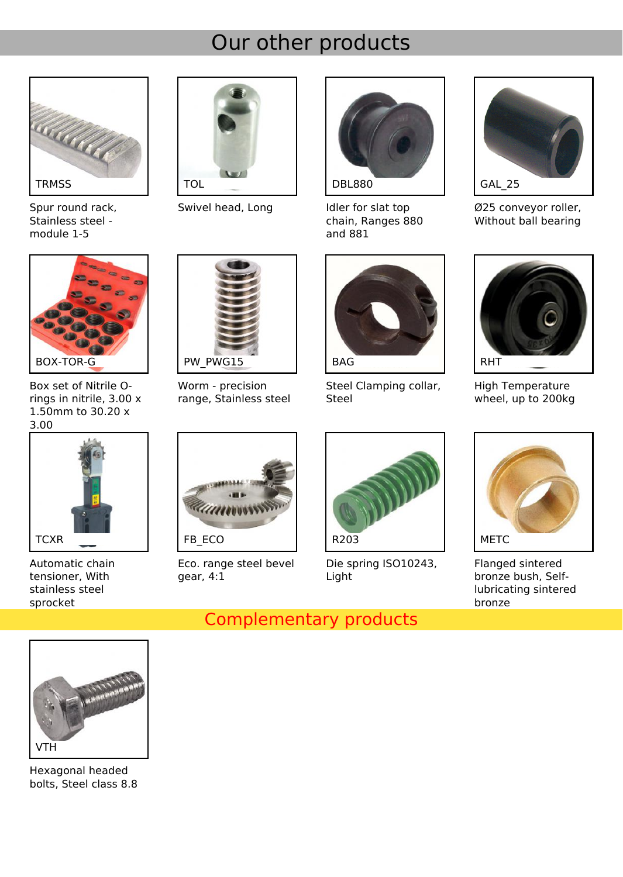# Our other products

TRMSS

Spur round rack, Stainless steel - module 1-5

TOL

Swivel head, Long

DBL880

Idler for slat top chain, Ranges 880 and 881

GAL_25

Ø25 conveyor roller, Without ball bearing

BOX-TOR-G

Box set of Nitrile O-rings in nitrile, 3.00 x 1.50mm to 30.20 x 3.00

PW_PWG15

Worm - precision range, Stainless steel

BAG

Steel Clamping collar, Steel

RHT

High Temperature wheel, up to 200kg

TCXR

Automatic chain tensioner, With stainless steel sprocket

FB_ECO

Eco. range steel bevel gear, 4:1

R203

Die spring ISO10243, Light

METC

Flanged sintered bronze bush, Self-lubricating sintered bronze

# Complementary products

VTH

Hexagonal headed bolts, Steel class 8.8